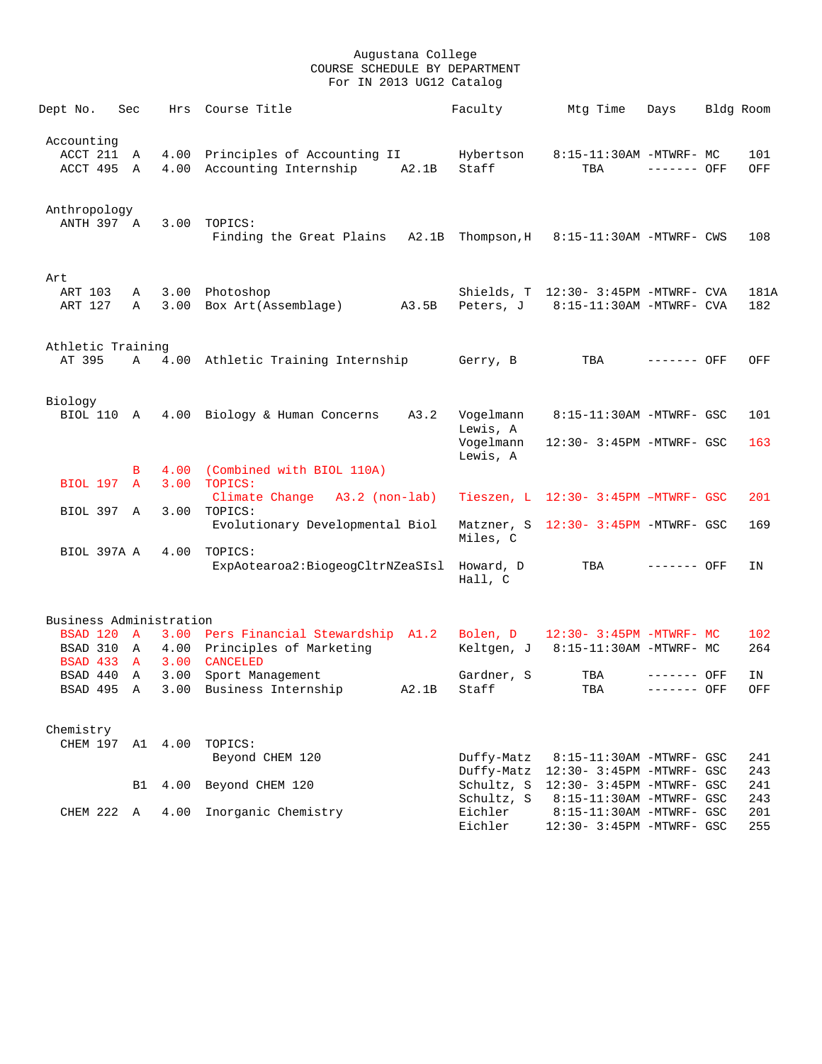# Augustana College
## COURSE SCHEDULE BY DEPARTMENT
### For IN 2013 UG12 Catalog

| Dept No. | Sec | Hrs | Course Title | | Faculty | Mtg Time | Days | Bldg | Room |
|---|---|---|---|---|---|---|---|---|---|
| **Accounting** | | | | | | | | | |
| ACCT 211 | A | 4.00 | Principles of Accounting II | | Hybertson | 8:15-11:30AM | -MTWRF- | MC | 101 |
| ACCT 495 | A | 4.00 | Accounting Internship | A2.1B | Staff | TBA | ------- | OFF | OFF |
| **Anthropology** | | | | | | | | | |
| ANTH 397 | A | 3.00 | TOPICS: | | | | | | |
| | | | Finding the Great Plains | A2.1B | Thompson,H | 8:15-11:30AM | -MTWRF- | CWS | 108 |
| **Art** | | | | | | | | | |
| ART 103 | A | 3.00 | Photoshop | | Shields, T | 12:30- 3:45PM | -MTWRF- | CVA | 181A |
| ART 127 | A | 3.00 | Box Art(Assemblage) | A3.5B | Peters, J | 8:15-11:30AM | -MTWRF- | CVA | 182 |
| **Athletic Training** | | | | | | | | | |
| AT 395 | A | 4.00 | Athletic Training Internship | | Gerry, B | TBA | ------- | OFF | OFF |
| **Biology** | | | | | | | | | |
| BIOL 110 | A | 4.00 | Biology & Human Concerns | A3.2 | Vogelmann<br>Lewis, A | 8:15-11:30AM | -MTWRF- | GSC | 101 |
| | | | | | Vogelmann<br>Lewis, A | 12:30- 3:45PM | -MTWRF- | GSC | 163 |
| | B | 4.00 | (Combined with BIOL 110A) | | | | | | |
| BIOL 197 | A | 3.00 | TOPICS: | | | | | | |
| | | | Climate Change | A3.2 (non-lab) | Tieszen, L | 12:30- 3:45PM | –MTWRF- | GSC | 201 |
| BIOL 397 | A | 3.00 | TOPICS: | | | | | | |
| | | | Evolutionary Developmental Biol | | Matzner, S<br>Miles, C | 12:30- 3:45PM | -MTWRF- | GSC | 169 |
| BIOL 397A | A | 4.00 | TOPICS: | | | | | | |
| | | | ExpAotearoa2:BiogeogCltrNZeaSIsl | | Howard, D<br>Hall, C | TBA | ------- | OFF | IN |
| **Business Administration** | | | | | | | | | |
| BSAD 120 | A | 3.00 | Pers Financial Stewardship | A1.2 | Bolen, D | 12:30- 3:45PM | -MTWRF- | MC | 102 |
| BSAD 310 | A | 4.00 | Principles of Marketing | | Keltgen, J | 8:15-11:30AM | -MTWRF- | MC | 264 |
| BSAD 433 | A | 3.00 | CANCELED | | | | | | |
| BSAD 440 | A | 3.00 | Sport Management | | Gardner, S | TBA | ------- | OFF | IN |
| BSAD 495 | A | 3.00 | Business Internship | A2.1B | Staff | TBA | ------- | OFF | OFF |
| **Chemistry** | | | | | | | | | |
| CHEM 197 | A1 | 4.00 | TOPICS: | | | | | | |
| | | | Beyond CHEM 120 | | Duffy-Matz | 8:15-11:30AM | -MTWRF- | GSC | 241 |
| | | | | | Duffy-Matz | 12:30- 3:45PM | -MTWRF- | GSC | 243 |
| | B1 | 4.00 | Beyond CHEM 120 | | Schultz, S | 12:30- 3:45PM | -MTWRF- | GSC | 241 |
| | | | | | Schultz, S | 8:15-11:30AM | -MTWRF- | GSC | 243 |
| CHEM 222 | A | 4.00 | Inorganic Chemistry | | Eichler | 8:15-11:30AM | -MTWRF- | GSC | 201 |
| | | | | | Eichler | 12:30- 3:45PM | -MTWRF- | GSC | 255 |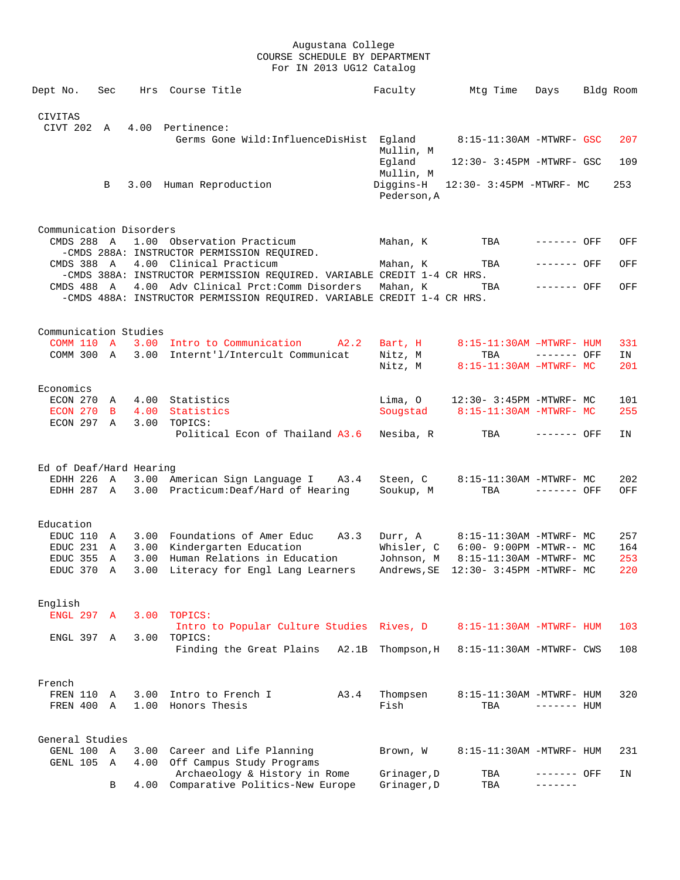Augustana College
COURSE SCHEDULE BY DEPARTMENT
For IN 2013 UG12 Catalog

| Dept No. | Sec | Hrs | Course Title | Faculty | Mtg Time | Days | Bldg | Room |
|---|---|---|---|---|---|---|---|---|
| **CIVITAS** | | | | | | | | |
| CIVT 202 | A | 4.00 | Pertinence: | | | | | |
| | | | Germs Gone Wild:InfluenceDisHist | Egland<br>Mullin, M | 8:15-11:30AM | -MTWRF- | GSC | 207 |
| | | | | Egland<br>Mullin, M | 12:30- 3:45PM | -MTWRF- | GSC | 109 |
| | B | 3.00 | Human Reproduction | Diggins-H<br>Pederson,A | 12:30- 3:45PM | -MTWRF- | MC | 253 |
| **Communication Disorders** | | | | | | | | |
| CMDS 288 | A | 1.00 | Observation Practicum | Mahan, K | TBA | ------- | OFF | OFF |
| | | | -CMDS 288A: INSTRUCTOR PERMISSION REQUIRED. | | | | | |
| CMDS 388 | A | 4.00 | Clinical Practicum | Mahan, K | TBA | ------- | OFF | OFF |
| | | | -CMDS 388A: INSTRUCTOR PERMISSION REQUIRED. VARIABLE CREDIT 1-4 CR HRS. | | | | | |
| CMDS 488 | A | 4.00 | Adv Clinical Prct:Comm Disorders | Mahan, K | TBA | ------- | OFF | OFF |
| | | | -CMDS 488A: INSTRUCTOR PERMISSION REQUIRED. VARIABLE CREDIT 1-4 CR HRS. | | | | | |
| **Communication Studies** | | | | | | | | |
| COMM 110 | A | 3.00 | Intro to Communication A2.2 | Bart, H | 8:15-11:30AM | -MTWRF- | HUM | 331 |
| COMM 300 | A | 3.00 | Internt'l/Intercult Communicat | Nitz, M | TBA | ------- | OFF | IN |
| | | | | Nitz, M | 8:15-11:30AM | -MTWRF- | MC | 201 |
| **Economics** | | | | | | | | |
| ECON 270 | A | 4.00 | Statistics | Lima, O | 12:30- 3:45PM | -MTWRF- | MC | 101 |
| ECON 270 | B | 4.00 | Statistics | Sougstad | 8:15-11:30AM | -MTWRF- | MC | 255 |
| ECON 297 | A | 3.00 | TOPICS: | | | | | |
| | | | Political Econ of Thailand A3.6 | Nesiba, R | TBA | ------- | OFF | IN |
| **Ed of Deaf/Hard Hearing** | | | | | | | | |
| EDHH 226 | A | 3.00 | American Sign Language I A3.4 | Steen, C | 8:15-11:30AM | -MTWRF- | MC | 202 |
| EDHH 287 | A | 3.00 | Practicum:Deaf/Hard of Hearing | Soukup, M | TBA | ------- | OFF | OFF |
| **Education** | | | | | | | | |
| EDUC 110 | A | 3.00 | Foundations of Amer Educ A3.3 | Durr, A | 8:15-11:30AM | -MTWRF- | MC | 257 |
| EDUC 231 | A | 3.00 | Kindergarten Education | Whisler, C | 6:00- 9:00PM | -MTWR-- | MC | 164 |
| EDUC 355 | A | 3.00 | Human Relations in Education | Johnson, M | 8:15-11:30AM | -MTWRF- | MC | 253 |
| EDUC 370 | A | 3.00 | Literacy for Engl Lang Learners | Andrews,SE | 12:30- 3:45PM | -MTWRF- | MC | 220 |
| **English** | | | | | | | | |
| ENGL 297 | A | 3.00 | TOPICS: | | | | | |
| | | | Intro to Popular Culture Studies | Rives, D | 8:15-11:30AM | -MTWRF- | HUM | 103 |
| ENGL 397 | A | 3.00 | TOPICS: | | | | | |
| | | | Finding the Great Plains A2.1B | Thompson,H | 8:15-11:30AM | -MTWRF- | CWS | 108 |
| **French** | | | | | | | | |
| FREN 110 | A | 3.00 | Intro to French I A3.4 | Thompsen | 8:15-11:30AM | -MTWRF- | HUM | 320 |
| FREN 400 | A | 1.00 | Honors Thesis | Fish | TBA | ------- | HUM | |
| **General Studies** | | | | | | | | |
| GENL 100 | A | 3.00 | Career and Life Planning | Brown, W | 8:15-11:30AM | -MTWRF- | HUM | 231 |
| GENL 105 | A | 4.00 | Off Campus Study Programs | | | | | |
| | | | Archaeology & History in Rome | Grinager,D | TBA | ------- | OFF | IN |
| | B | 4.00 | Comparative Politics-New Europe | Grinager,D | TBA | ------- | | |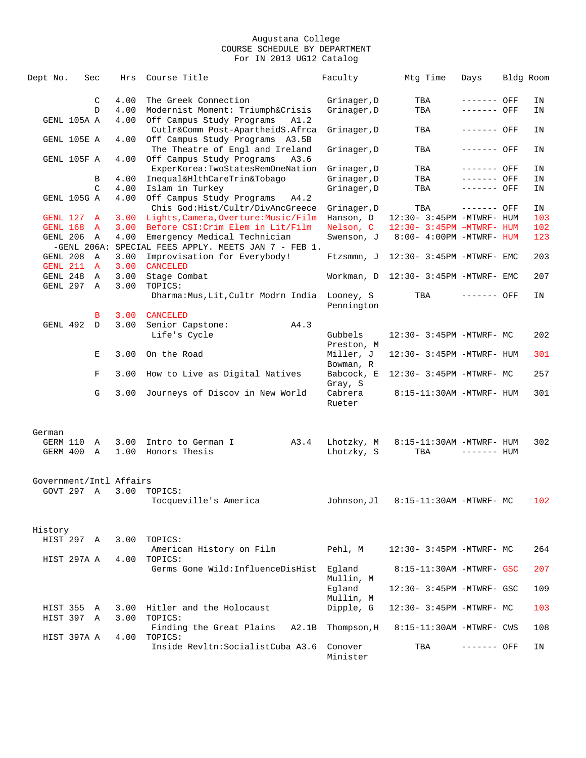# Augustana College
## COURSE SCHEDULE BY DEPARTMENT
### For IN 2013 UG12 Catalog

| Dept No. | Sec | Hrs | Course Title | | Faculty | Mtg Time | Days | Bldg | Room |
|---|---|---|---|---|---|---|---|---|---|
| | C | 4.00 | The Greek Connection | | Grinager,D | TBA | ------- | OFF | IN |
| | D | 4.00 | Modernist Moment: Triumph&Crisis | | Grinager,D | TBA | ------- | OFF | IN |
| GENL 105A | A | 4.00 | Off Campus Study Programs | A1.2 | | | | | |
| | | | Cutlr&Comm Post-ApartheidS.Afrca | | Grinager,D | TBA | ------- | OFF | IN |
| GENL 105E | A | 4.00 | Off Campus Study Programs | A3.5B | | | | | |
| | | | The Theatre of Engl and Ireland | | Grinager,D | TBA | ------- | OFF | IN |
| GENL 105F | A | 4.00 | Off Campus Study Programs | A3.6 | | | | | |
| | | | ExperKorea:TwoStatesRemOneNation | | Grinager,D | TBA | ------- | OFF | IN |
| | B | 4.00 | Inequal&HlthCareTrin&Tobago | | Grinager,D | TBA | ------- | OFF | IN |
| | C | 4.00 | Islam in Turkey | | Grinager,D | TBA | ------- | OFF | IN |
| GENL 105G | A | 4.00 | Off Campus Study Programs | A4.2 | | | | | |
| | | | Chis God:Hist/Cultr/DivAncGreece | | Grinager,D | TBA | ------- | OFF | IN |
| GENL 127 | A | 3.00 | Lights,Camera,Overture:Music/Film | | Hanson, D | 12:30- 3:45PM | -MTWRF- | HUM | 103 |
| GENL 168 | A | 3.00 | Before CSI:Crim Elem in Lit/Film | | Nelson, C | 12:30- 3:45PM | -MTWRF- | HUM | 102 |
| GENL 206 | A | 4.00 | Emergency Medical Technician | | Swenson, J | 8:00- 4:00PM | -MTWRF- | HUM | 123 |
| -GENL 206A: SPECIAL FEES APPLY. MEETS JAN 7 - FEB 1. | | | | | | | | | |
| GENL 208 | A | 3.00 | Improvisation for Everybody! | | Ftzsmmn, J | 12:30- 3:45PM | -MTWRF- | EMC | 203 |
| GENL 211 | A | 3.00 | CANCELED | | | | | | |
| GENL 248 | A | 3.00 | Stage Combat | | Workman, D | 12:30- 3:45PM | -MTWRF- | EMC | 207 |
| GENL 297 | A | 3.00 | TOPICS: | | | | | | |
| | | | Dharma:Mus,Lit,Cultr Modrn India | | Looney, S<br>Pennington | TBA | ------- | OFF | IN |
| | B | 3.00 | CANCELED | | | | | | |
| GENL 492 | D | 3.00 | Senior Capstone: | A4.3 | | | | | |
| | | | Life's Cycle | | Gubbels<br>Preston, M | 12:30- 3:45PM | -MTWRF- | MC | 202 |
| | E | 3.00 | On the Road | | Miller, J<br>Bowman, R | 12:30- 3:45PM | -MTWRF- | HUM | 301 |
| | F | 3.00 | How to Live as Digital Natives | | Babcock, E<br>Gray, S | 12:30- 3:45PM | -MTWRF- | MC | 257 |
| | G | 3.00 | Journeys of Discov in New World | | Cabrera<br>Rueter | 8:15-11:30AM | -MTWRF- | HUM | 301 |

## German

| Dept No. | Sec | Hrs | Course Title | | Faculty | Mtg Time | Days | Bldg | Room |
|---|---|---|---|---|---|---|---|---|---|
| GERM 110 | A | 3.00 | Intro to German I | A3.4 | Lhotzky, M | 8:15-11:30AM | -MTWRF- | HUM | 302 |
| GERM 400 | A | 1.00 | Honors Thesis | | Lhotzky, S | TBA | ------- | HUM | |

## Government/Intl Affairs

| Dept No. | Sec | Hrs | Course Title | | Faculty | Mtg Time | Days | Bldg | Room |
|---|---|---|---|---|---|---|---|---|---|
| GOVT 297 | A | 3.00 | TOPICS: | | | | | | |
| | | | Tocqueville's America | | Johnson,Jl | 8:15-11:30AM | -MTWRF- | MC | 102 |

## History

| Dept No. | Sec | Hrs | Course Title | | Faculty | Mtg Time | Days | Bldg | Room |
|---|---|---|---|---|---|---|---|---|---|
| HIST 297 | A | 3.00 | TOPICS: | | | | | | |
| | | | American History on Film | | Pehl, M | 12:30- 3:45PM | -MTWRF- | MC | 264 |
| HIST 297A | A | 4.00 | TOPICS: | | | | | | |
| | | | Germs Gone Wild:InfluenceDisHist | | Egland<br>Mullin, M | 8:15-11:30AM | -MTWRF- | GSC | 207 |
| | | | | | Egland<br>Mullin, M | 12:30- 3:45PM | -MTWRF- | GSC | 109 |
| HIST 355 | A | 3.00 | Hitler and the Holocaust | | Dipple, G | 12:30- 3:45PM | -MTWRF- | MC | 103 |
| HIST 397 | A | 3.00 | TOPICS: | | | | | | |
| | | | Finding the Great Plains | A2.1B | Thompson,H | 8:15-11:30AM | -MTWRF- | CWS | 108 |
| HIST 397A | A | 4.00 | TOPICS: | | | | | | |
| | | | Inside Revltn:SocialistCuba | A3.6 | Conover<br>Minister | TBA | ------- | OFF | IN |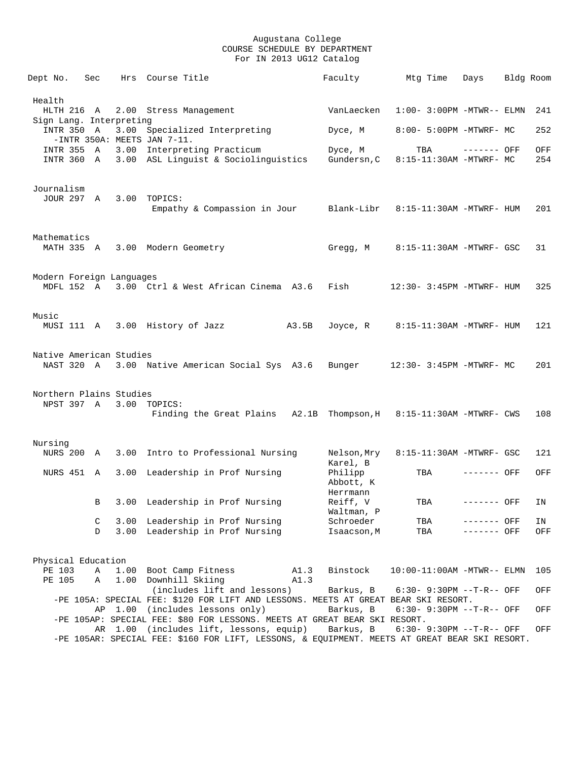Augustana College
COURSE SCHEDULE BY DEPARTMENT
For IN 2013 UG12 Catalog

| Dept No. | Sec | Hrs | Course Title | Faculty | Mtg Time | Days | Bldg | Room |
|---|---|---|---|---|---|---|---|---|
| **Health** | | | | | | | | |
| HLTH 216 | A | 2.00 | Stress Management | VanLaecken | 1:00- 3:00PM | -MTWR-- | ELMN | 241 |
| **Sign Lang. Interpreting** | | | | | | | | |
| INTR 350 | A | 3.00 | Specialized Interpreting | Dyce, M | 8:00- 5:00PM | -MTWRF- | MC | 252 |
| | | | -INTR 350A: MEETS JAN 7-11. | | | | | |
| INTR 355 | A | 3.00 | Interpreting Practicum | Dyce, M | TBA | ------- | OFF | OFF |
| INTR 360 | A | 3.00 | ASL Linguist & Sociolinguistics | Gundersn,C | 8:15-11:30AM | -MTWRF- | MC | 254 |
| **Journalism** | | | | | | | | |
| JOUR 297 | A | 3.00 | TOPICS: Empathy & Compassion in Jour | Blank-Libr | 8:15-11:30AM | -MTWRF- | HUM | 201 |
| **Mathematics** | | | | | | | | |
| MATH 335 | A | 3.00 | Modern Geometry | Gregg, M | 8:15-11:30AM | -MTWRF- | GSC | 31 |
| **Modern Foreign Languages** | | | | | | | | |
| MDFL 152 | A | 3.00 | Ctrl & West African Cinema A3.6 | Fish | 12:30- 3:45PM | -MTWRF- | HUM | 325 |
| **Music** | | | | | | | | |
| MUSI 111 | A | 3.00 | History of Jazz A3.5B | Joyce, R | 8:15-11:30AM | -MTWRF- | HUM | 121 |
| **Native American Studies** | | | | | | | | |
| NAST 320 | A | 3.00 | Native American Social Sys A3.6 | Bunger | 12:30- 3:45PM | -MTWRF- | MC | 201 |
| **Northern Plains Studies** | | | | | | | | |
| NPST 397 | A | 3.00 | TOPICS: Finding the Great Plains A2.1B | Thompson,H | 8:15-11:30AM | -MTWRF- | CWS | 108 |
| **Nursing** | | | | | | | | |
| NURS 200 | A | 3.00 | Intro to Professional Nursing | Nelson,Mry Karel, B | 8:15-11:30AM | -MTWRF- | GSC | 121 |
| NURS 451 | A | 3.00 | Leadership in Prof Nursing | Philipp Abbott, K Herrmann | TBA | ------- | OFF | OFF |
| | B | 3.00 | Leadership in Prof Nursing | Reiff, V Waltman, P | TBA | ------- | OFF | IN |
| | C | 3.00 | Leadership in Prof Nursing | Schroeder | TBA | ------- | OFF | IN |
| | D | 3.00 | Leadership in Prof Nursing | Isaacson,M | TBA | ------- | OFF | OFF |
| **Physical Education** | | | | | | | | |
| PE 103 | A | 1.00 | Boot Camp Fitness A1.3 | Binstock | 10:00-11:00AM | -MTWR-- | ELMN | 105 |
| PE 105 | A | 1.00 | Downhill Skiing A1.3 (includes lift and lessons) | Barkus, B | 6:30- 9:30PM | --T-R-- | OFF | OFF |
| | | | -PE 105A: SPECIAL FEE: $120 FOR LIFT AND LESSONS. MEETS AT GREAT BEAR SKI RESORT. | | | | | |
| | AP | 1.00 | (includes lessons only) | Barkus, B | 6:30- 9:30PM | --T-R-- | OFF | OFF |
| | | | -PE 105AP: SPECIAL FEE: $80 FOR LESSONS. MEETS AT GREAT BEAR SKI RESORT. | | | | | |
| | AR | 1.00 | (includes lift, lessons, equip) | Barkus, B | 6:30- 9:30PM | --T-R-- | OFF | OFF |
| | | | -PE 105AR: SPECIAL FEE: $160 FOR LIFT, LESSONS, & EQUIPMENT. MEETS AT GREAT BEAR SKI RESORT. | | | | | |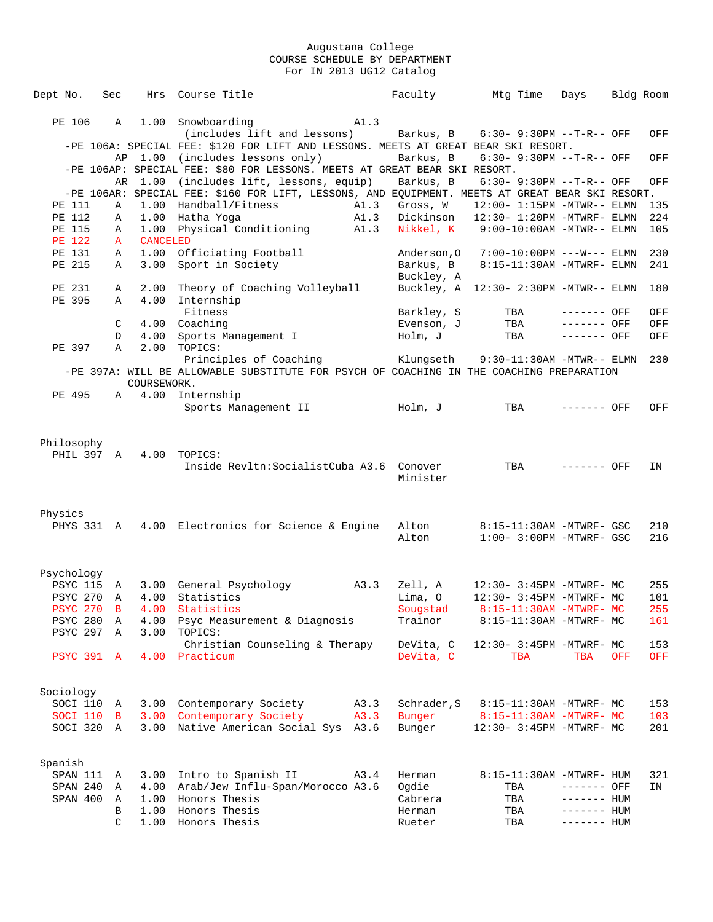Augustana College
COURSE SCHEDULE BY DEPARTMENT
For IN 2013 UG12 Catalog

| Dept No. | Sec | Hrs | Course Title | | Faculty | Mtg Time | Days | Bldg | Room |
|---|---|---|---|---|---|---|---|---|---|
| PE 106 | A | 1.00 | Snowboarding | A1.3 | | | | | |
| | | | (includes lift and lessons) | | Barkus, B | 6:30- 9:30PM | --T-R-- | OFF | OFF |
| -PE 106A: SPECIAL FEE: $120 FOR LIFT AND LESSONS. MEETS AT GREAT BEAR SKI RESORT. | | | | | | | | | |
| | AP | 1.00 | (includes lessons only) | | Barkus, B | 6:30- 9:30PM | --T-R-- | OFF | OFF |
| -PE 106AP: SPECIAL FEE: $80 FOR LESSONS. MEETS AT GREAT BEAR SKI RESORT. | | | | | | | | | |
| | AR | 1.00 | (includes lift, lessons, equip) | | Barkus, B | 6:30- 9:30PM | --T-R-- | OFF | OFF |
| -PE 106AR: SPECIAL FEE: $160 FOR LIFT, LESSONS, AND EQUIPMENT. MEETS AT GREAT BEAR SKI RESORT. | | | | | | | | | |
| PE 111 | A | 1.00 | Handball/Fitness | A1.3 | Gross, W | 12:00- 1:15PM | -MTWR-- | ELMN | 135 |
| PE 112 | A | 1.00 | Hatha Yoga | A1.3 | Dickinson | 12:30- 1:20PM | -MTWRF- | ELMN | 224 |
| PE 115 | A | 1.00 | Physical Conditioning | A1.3 | Nikkel, K | 9:00-10:00AM | -MTWR-- | ELMN | 105 |
| PE 122 | A | CANCELED | | | | | | | |
| PE 131 | A | 1.00 | Officiating Football | | Anderson,O | 7:00-10:00PM | ---W--- | ELMN | 230 |
| PE 215 | A | 3.00 | Sport in Society | | Barkus, B<br>Buckley, A | 8:15-11:30AM | -MTWRF- | ELMN | 241 |
| PE 231 | A | 2.00 | Theory of Coaching Volleyball | | Buckley, A | 12:30- 2:30PM | -MTWR-- | ELMN | 180 |
| PE 395 | A | 4.00 | Internship | | | | | | |
| | | | Fitness | | Barkley, S | TBA | ------- | OFF | OFF |
| | C | 4.00 | Coaching | | Evenson, J | TBA | ------- | OFF | OFF |
| | D | 4.00 | Sports Management I | | Holm, J | TBA | ------- | OFF | OFF |
| PE 397 | A | 2.00 | TOPICS: | | | | | | |
| | | | Principles of Coaching | | Klungseth | 9:30-11:30AM | -MTWR-- | ELMN | 230 |
| -PE 397A: WILL BE ALLOWABLE SUBSTITUTE FOR PSYCH OF COACHING IN THE COACHING PREPARATION COURSEWORK. | | | | | | | | | |
| PE 495 | A | 4.00 | Internship | | | | | | |
| | | | Sports Management II | | Holm, J | TBA | ------- | OFF | OFF |
| **Philosophy** | | | | | | | | | |
| PHIL 397 | A | 4.00 | TOPICS: | | | | | | |
| | | | Inside Revltn:SocialistCuba | A3.6 | Conover<br>Minister | TBA | ------- | OFF | IN |
| **Physics** | | | | | | | | | |
| PHYS 331 | A | 4.00 | Electronics for Science & Engine | | Alton | 8:15-11:30AM | -MTWRF- | GSC | 210 |
| | | | | | Alton | 1:00- 3:00PM | -MTWRF- | GSC | 216 |
| **Psychology** | | | | | | | | | |
| PSYC 115 | A | 3.00 | General Psychology | A3.3 | Zell, A | 12:30- 3:45PM | -MTWRF- | MC | 255 |
| PSYC 270 | A | 4.00 | Statistics | | Lima, O | 12:30- 3:45PM | -MTWRF- | MC | 101 |
| PSYC 270 | B | 4.00 | Statistics | | Sougstad | 8:15-11:30AM | -MTWRF- | MC | 255 |
| PSYC 280 | A | 4.00 | Psyc Measurement & Diagnosis | | Trainor | 8:15-11:30AM | -MTWRF- | MC | 161 |
| PSYC 297 | A | 3.00 | TOPICS: | | | | | | |
| | | | Christian Counseling & Therapy | | DeVita, C | 12:30- 3:45PM | -MTWRF- | MC | 153 |
| PSYC 391 | A | 4.00 | Practicum | | DeVita, C | TBA | TBA | OFF | OFF |
| **Sociology** | | | | | | | | | |
| SOCI 110 | A | 3.00 | Contemporary Society | A3.3 | Schrader,S | 8:15-11:30AM | -MTWRF- | MC | 153 |
| SOCI 110 | B | 3.00 | Contemporary Society | A3.3 | Bunger | 8:15-11:30AM | -MTWRF- | MC | 103 |
| SOCI 320 | A | 3.00 | Native American Social Sys | A3.6 | Bunger | 12:30- 3:45PM | -MTWRF- | MC | 201 |
| **Spanish** | | | | | | | | | |
| SPAN 111 | A | 3.00 | Intro to Spanish II | A3.4 | Herman | 8:15-11:30AM | -MTWRF- | HUM | 321 |
| SPAN 240 | A | 4.00 | Arab/Jew Influ-Span/Morocco | A3.6 | Ogdie | TBA | ------- | OFF | IN |
| SPAN 400 | A | 1.00 | Honors Thesis | | Cabrera | TBA | ------- | HUM | |
| | B | 1.00 | Honors Thesis | | Herman | TBA | ------- | HUM | |
| | C | 1.00 | Honors Thesis | | Rueter | TBA | ------- | HUM | |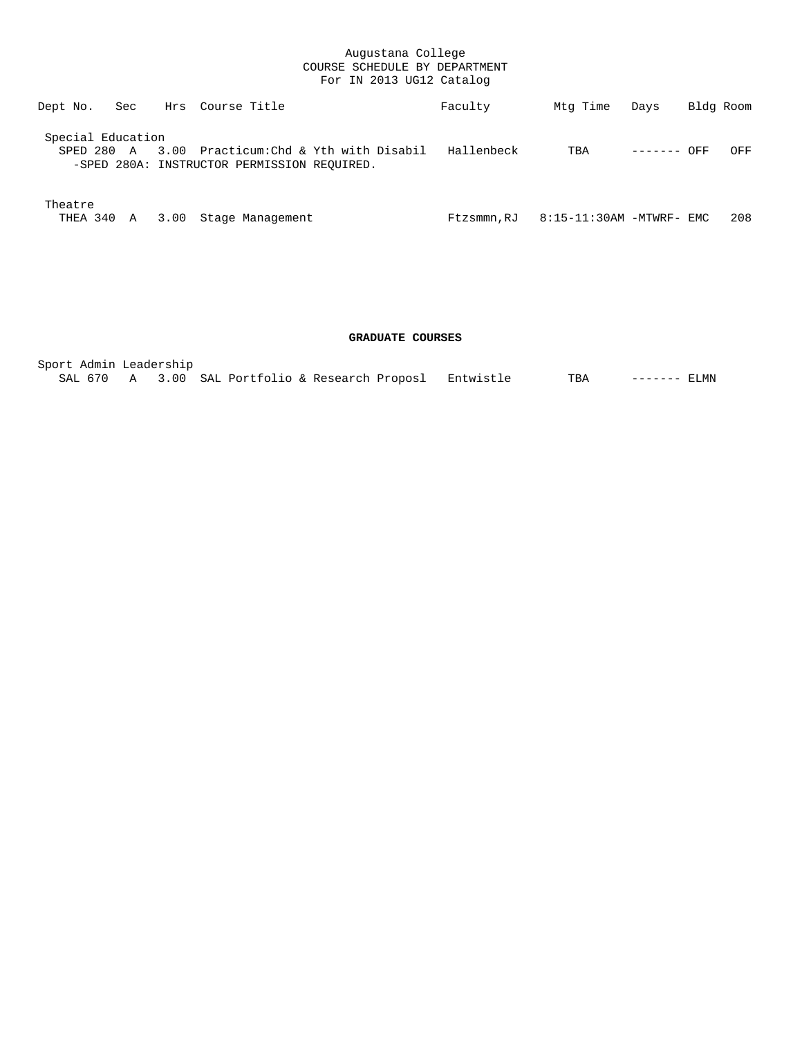Augustana College
COURSE SCHEDULE BY DEPARTMENT
For IN 2013 UG12 Catalog

| Dept No. | Sec | Hrs | Course Title | Faculty | Mtg Time | Days | Bldg | Room |
|---|---|---|---|---|---|---|---|---|
| **Special Education** | | | | | | | | |
| SPED 280 | A | 3.00 | Practicum:Chd & Yth with Disabil | Hallenbeck | TBA | ------- | OFF | OFF |
| -SPED 280A: INSTRUCTOR PERMISSION REQUIRED. | | | | | | | | |
| **Theatre** | | | | | | | | |
| THEA 340 | A | 3.00 | Stage Management | Ftzsmmn,RJ | 8:15-11:30AM | -MTWRF- | EMC | 208 |

**GRADUATE COURSES**

| Dept No. | Sec | Hrs | Course Title | Faculty | Mtg Time | Days | Bldg | Room |
|---|---|---|---|---|---|---|---|---|
| **Sport Admin Leadership** | | | | | | | | |
| SAL 670 | A | 3.00 | SAL Portfolio & Research Proposl | Entwistle | TBA | ------- | ELMN | |